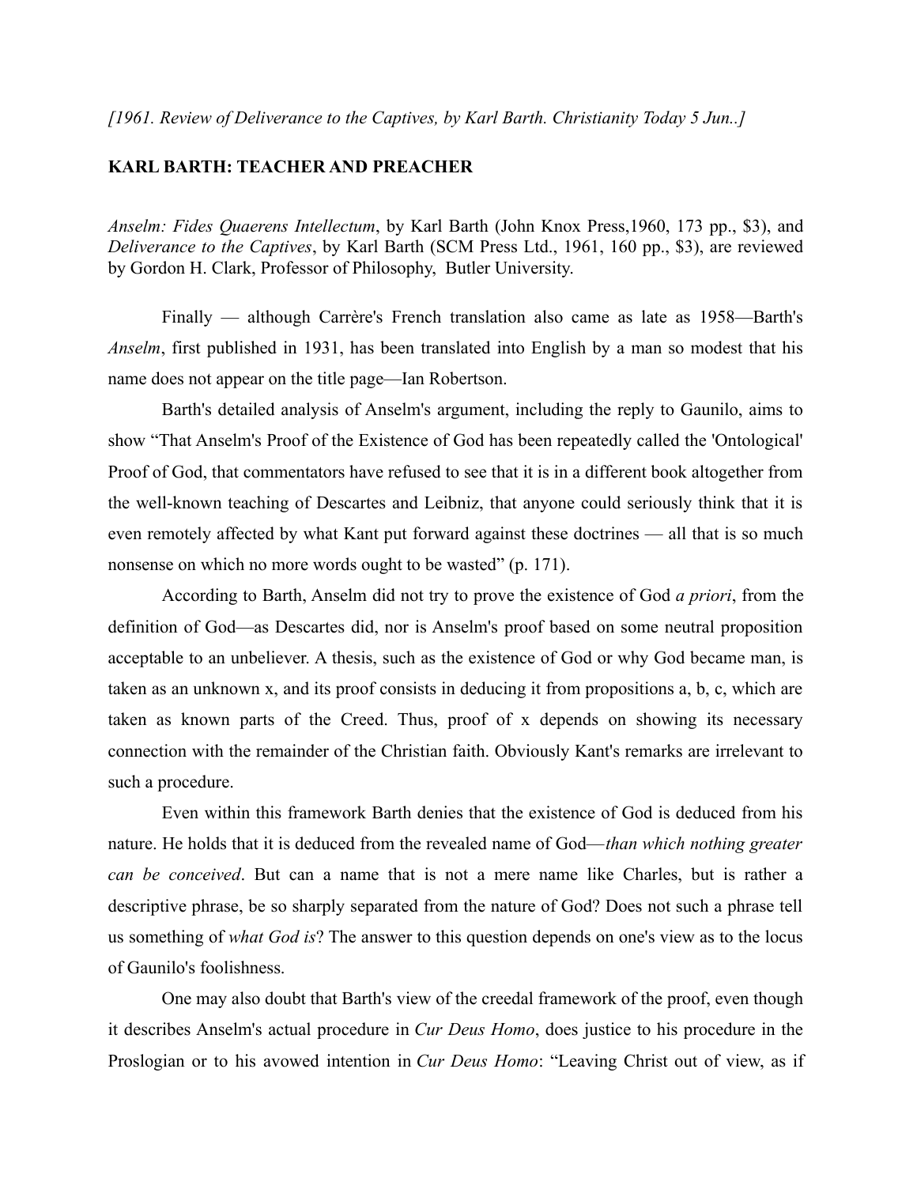*[1961. Review of Deliverance to the Captives, by Karl Barth. Christianity Today 5 Jun..]*

**KARL BARTH: TEACHER AND PREACHER**

*Anselm: Fides Quaerens Intellectum*, by Karl Barth (John Knox Press,1960, 173 pp., $3), and *Deliverance to the Captives*, by Karl Barth (SCM Press Ltd., 1961, 160 pp., $3), are reviewed by Gordon H. Clark, Professor of Philosophy, Butler University.

Finally — although Carrère's French translation also came as late as 1958—Barth's *Anselm*, first published in 1931, has been translated into English by a man so modest that his name does not appear on the title page—Ian Robertson.

Barth's detailed analysis of Anselm's argument, including the reply to Gaunilo, aims to show "That Anselm's Proof of the Existence of God has been repeatedly called the 'Ontological' Proof of God, that commentators have refused to see that it is in a different book altogether from the well-known teaching of Descartes and Leibniz, that anyone could seriously think that it is even remotely affected by what Kant put forward against these doctrines — all that is so much nonsense on which no more words ought to be wasted" (p. 171).

According to Barth, Anselm did not try to prove the existence of God *a priori*, from the definition of God—as Descartes did, nor is Anselm's proof based on some neutral proposition acceptable to an unbeliever. A thesis, such as the existence of God or why God became man, is taken as an unknown x, and its proof consists in deducing it from propositions a, b, c, which are taken as known parts of the Creed. Thus, proof of x depends on showing its necessary connection with the remainder of the Christian faith. Obviously Kant's remarks are irrelevant to such a procedure.

Even within this framework Barth denies that the existence of God is deduced from his nature. He holds that it is deduced from the revealed name of God—*than which nothing greater can be conceived*. But can a name that is not a mere name like Charles, but is rather a descriptive phrase, be so sharply separated from the nature of God? Does not such a phrase tell us something of *what God is*? The answer to this question depends on one's view as to the locus of Gaunilo's foolishness.

One may also doubt that Barth's view of the creedal framework of the proof, even though it describes Anselm's actual procedure in *Cur Deus Homo*, does justice to his procedure in the Proslogian or to his avowed intention in *Cur Deus Homo*: "Leaving Christ out of view, as if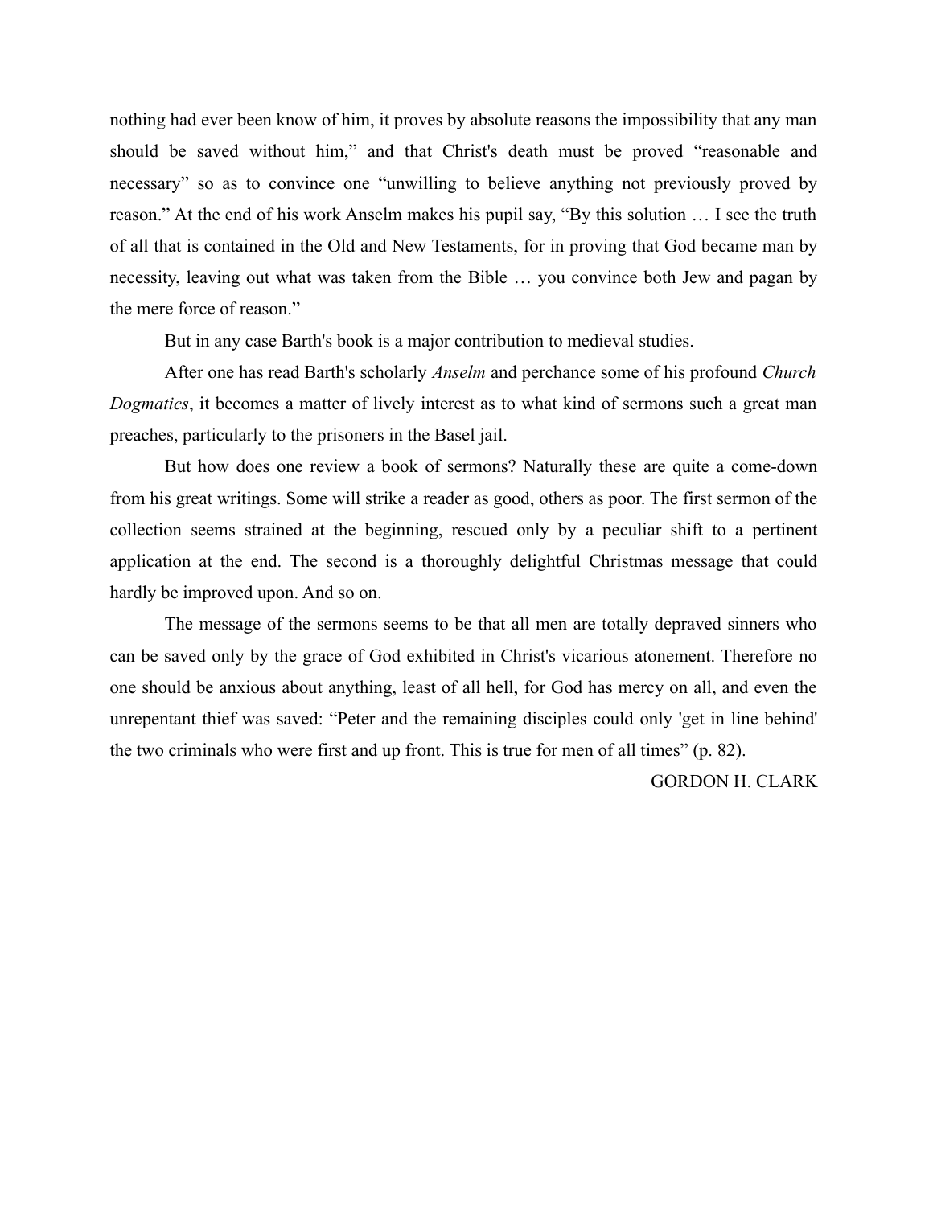nothing had ever been know of him, it proves by absolute reasons the impossibility that any man should be saved without him," and that Christ's death must be proved "reasonable and necessary" so as to convince one "unwilling to believe anything not previously proved by reason." At the end of his work Anselm makes his pupil say, "By this solution … I see the truth of all that is contained in the Old and New Testaments, for in proving that God became man by necessity, leaving out what was taken from the Bible … you convince both Jew and pagan by the mere force of reason."

But in any case Barth's book is a major contribution to medieval studies.

After one has read Barth's scholarly *Anselm* and perchance some of his profound *Church Dogmatics*, it becomes a matter of lively interest as to what kind of sermons such a great man preaches, particularly to the prisoners in the Basel jail.

But how does one review a book of sermons? Naturally these are quite a come-down from his great writings. Some will strike a reader as good, others as poor. The first sermon of the collection seems strained at the beginning, rescued only by a peculiar shift to a pertinent application at the end. The second is a thoroughly delightful Christmas message that could hardly be improved upon. And so on.

The message of the sermons seems to be that all men are totally depraved sinners who can be saved only by the grace of God exhibited in Christ's vicarious atonement. Therefore no one should be anxious about anything, least of all hell, for God has mercy on all, and even the unrepentant thief was saved: "Peter and the remaining disciples could only 'get in line behind' the two criminals who were first and up front. This is true for men of all times" (p. 82).

GORDON H. CLARK